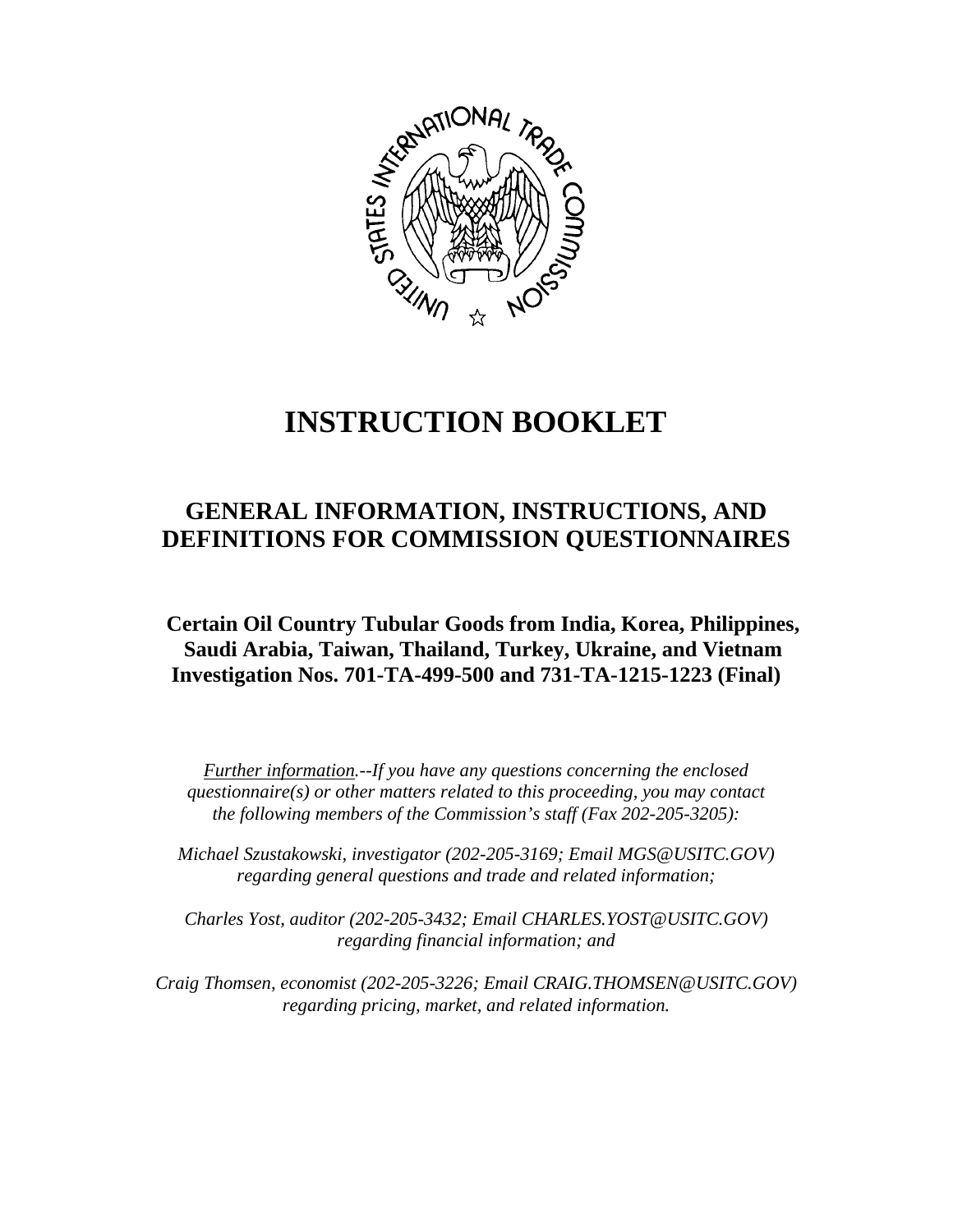# INSTRUCTION BOOKLET

## GENERAL INFORMATION, INSTRUCTIONS, AND DEFINITIONS FOR COMMISSION QUESTIONNAIRES

**Certain Oil Country Tubular Goods from India, Korea, Philippines, Saudi Arabia, Taiwan, Thailand, Turkey, Ukraine, and Vietnam**
**Investigation Nos. 701-TA-499-500 and 731-TA-1215-1223 (Final)**

*<u>Further information</u>.--If you have any questions concerning the enclosed questionnaire(s) or other matters related to this proceeding, you may contact the following members of the Commission's staff (Fax 202-205-3205):*

*Michael Szustakowski, investigator (202-205-3169; Email MGS@USITC.GOV) regarding general questions and trade and related information;*

*Charles Yost, auditor (202-205-3432; Email CHARLES.YOST@USITC.GOV) regarding financial information; and*

*Craig Thomsen, economist (202-205-3226; Email CRAIG.THOMSEN@USITC.GOV) regarding pricing, market, and related information.*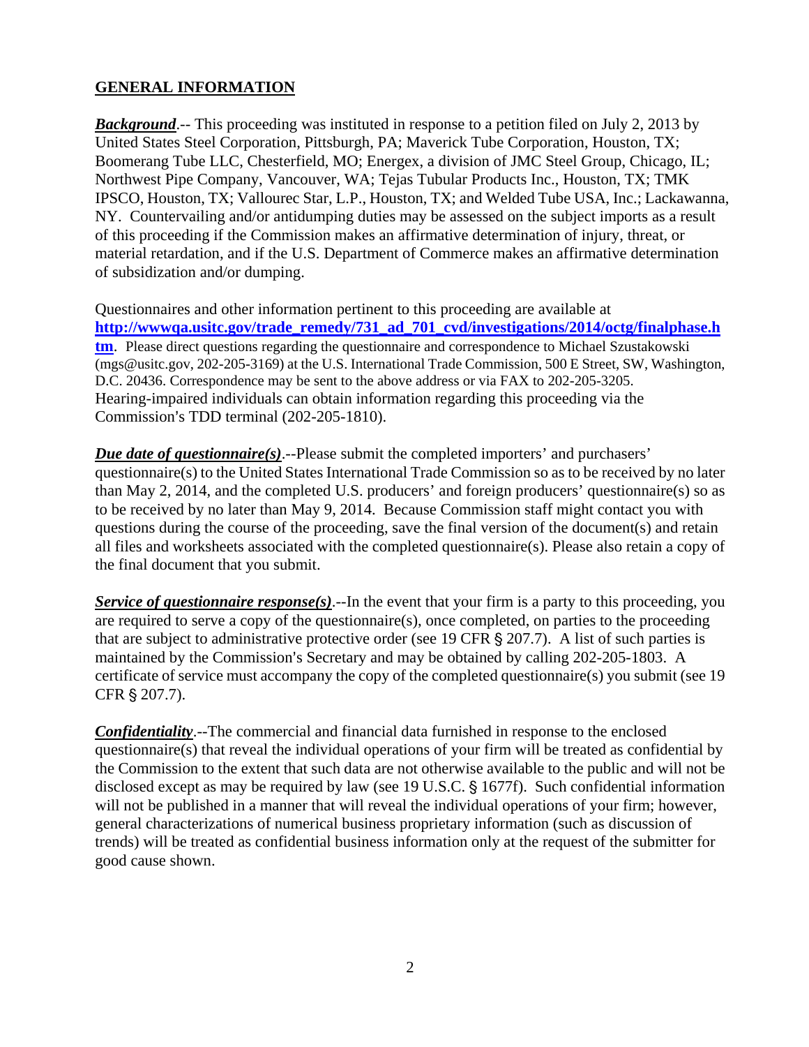## GENERAL INFORMATION

***Background***.-- This proceeding was instituted in response to a petition filed on July 2, 2013 by United States Steel Corporation, Pittsburgh, PA; Maverick Tube Corporation, Houston, TX; Boomerang Tube LLC, Chesterfield, MO; Energex, a division of JMC Steel Group, Chicago, IL; Northwest Pipe Company, Vancouver, WA; Tejas Tubular Products Inc., Houston, TX; TMK IPSCO, Houston, TX; Vallourec Star, L.P., Houston, TX; and Welded Tube USA, Inc.; Lackawanna, NY. Countervailing and/or antidumping duties may be assessed on the subject imports as a result of this proceeding if the Commission makes an affirmative determination of injury, threat, or material retardation, and if the U.S. Department of Commerce makes an affirmative determination of subsidization and/or dumping.

Questionnaires and other information pertinent to this proceeding are available at **http://wwwqa.usitc.gov/trade_remedy/731_ad_701_cvd/investigations/2014/octg/finalphase.htm**. Please direct questions regarding the questionnaire and correspondence to Michael Szustakowski (mgs@usitc.gov, 202-205-3169) at the U.S. International Trade Commission, 500 E Street, SW, Washington, D.C. 20436. Correspondence may be sent to the above address or via FAX to 202-205-3205. Hearing-impaired individuals can obtain information regarding this proceeding via the Commission's TDD terminal (202-205-1810).

***Due date of questionnaire(s)***.--Please submit the completed importers' and purchasers' questionnaire(s) to the United States International Trade Commission so as to be received by no later than May 2, 2014, and the completed U.S. producers' and foreign producers' questionnaire(s) so as to be received by no later than May 9, 2014. Because Commission staff might contact you with questions during the course of the proceeding, save the final version of the document(s) and retain all files and worksheets associated with the completed questionnaire(s). Please also retain a copy of the final document that you submit.

***Service of questionnaire response(s)***.--In the event that your firm is a party to this proceeding, you are required to serve a copy of the questionnaire(s), once completed, on parties to the proceeding that are subject to administrative protective order (see 19 CFR § 207.7). A list of such parties is maintained by the Commission's Secretary and may be obtained by calling 202-205-1803. A certificate of service must accompany the copy of the completed questionnaire(s) you submit (see 19 CFR § 207.7).

***Confidentiality***.--The commercial and financial data furnished in response to the enclosed questionnaire(s) that reveal the individual operations of your firm will be treated as confidential by the Commission to the extent that such data are not otherwise available to the public and will not be disclosed except as may be required by law (see 19 U.S.C. § 1677f). Such confidential information will not be published in a manner that will reveal the individual operations of your firm; however, general characterizations of numerical business proprietary information (such as discussion of trends) will be treated as confidential business information only at the request of the submitter for good cause shown.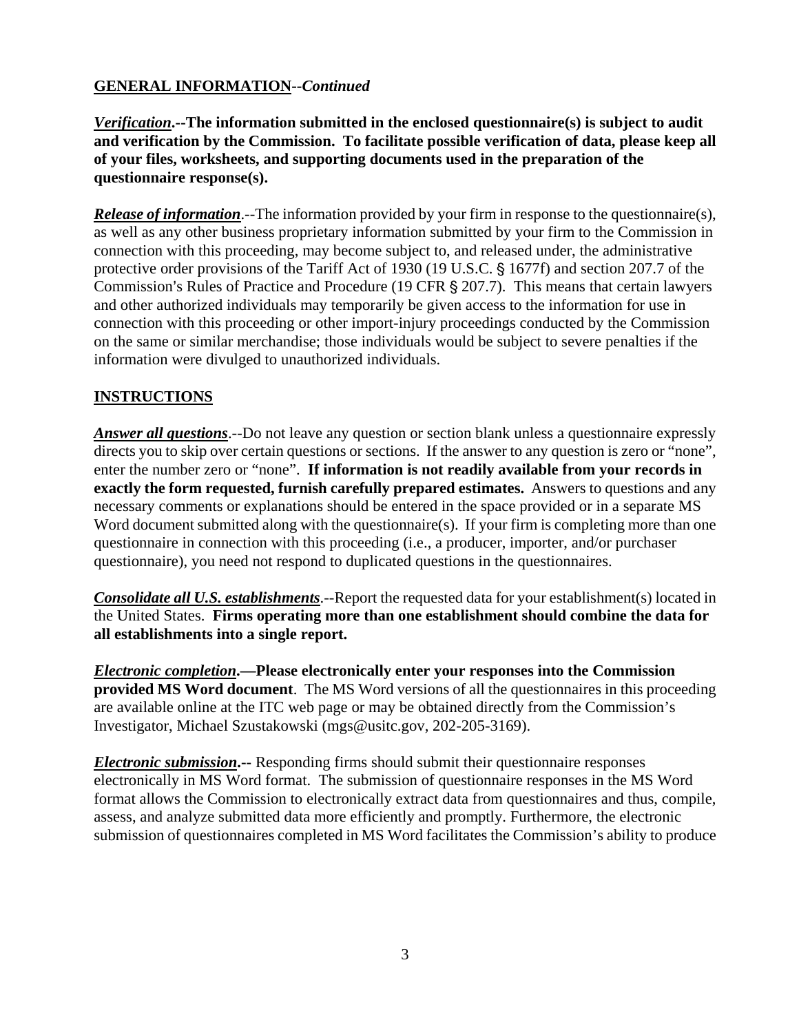**GENERAL INFORMATION--*Continued***

***Verification*.--The information submitted in the enclosed questionnaire(s) is subject to audit and verification by the Commission. To facilitate possible verification of data, please keep all of your files, worksheets, and supporting documents used in the preparation of the questionnaire response(s).**

***Release of information***.--The information provided by your firm in response to the questionnaire(s), as well as any other business proprietary information submitted by your firm to the Commission in connection with this proceeding, may become subject to, and released under, the administrative protective order provisions of the Tariff Act of 1930 (19 U.S.C. § 1677f) and section 207.7 of the Commission's Rules of Practice and Procedure (19 CFR § 207.7). This means that certain lawyers and other authorized individuals may temporarily be given access to the information for use in connection with this proceeding or other import-injury proceedings conducted by the Commission on the same or similar merchandise; those individuals would be subject to severe penalties if the information were divulged to unauthorized individuals.

**INSTRUCTIONS**

***Answer all questions***.--Do not leave any question or section blank unless a questionnaire expressly directs you to skip over certain questions or sections. If the answer to any question is zero or "none", enter the number zero or "none". **If information is not readily available from your records in exactly the form requested, furnish carefully prepared estimates.** Answers to questions and any necessary comments or explanations should be entered in the space provided or in a separate MS Word document submitted along with the questionnaire(s). If your firm is completing more than one questionnaire in connection with this proceeding (i.e., a producer, importer, and/or purchaser questionnaire), you need not respond to duplicated questions in the questionnaires.

***Consolidate all U.S. establishments***.--Report the requested data for your establishment(s) located in the United States. **Firms operating more than one establishment should combine the data for all establishments into a single report.**

***Electronic completion*.—Please electronically enter your responses into the Commission provided MS Word document**. The MS Word versions of all the questionnaires in this proceeding are available online at the ITC web page or may be obtained directly from the Commission's Investigator, Michael Szustakowski (mgs@usitc.gov, 202-205-3169).

***Electronic submission*.--** Responding firms should submit their questionnaire responses electronically in MS Word format. The submission of questionnaire responses in the MS Word format allows the Commission to electronically extract data from questionnaires and thus, compile, assess, and analyze submitted data more efficiently and promptly. Furthermore, the electronic submission of questionnaires completed in MS Word facilitates the Commission's ability to produce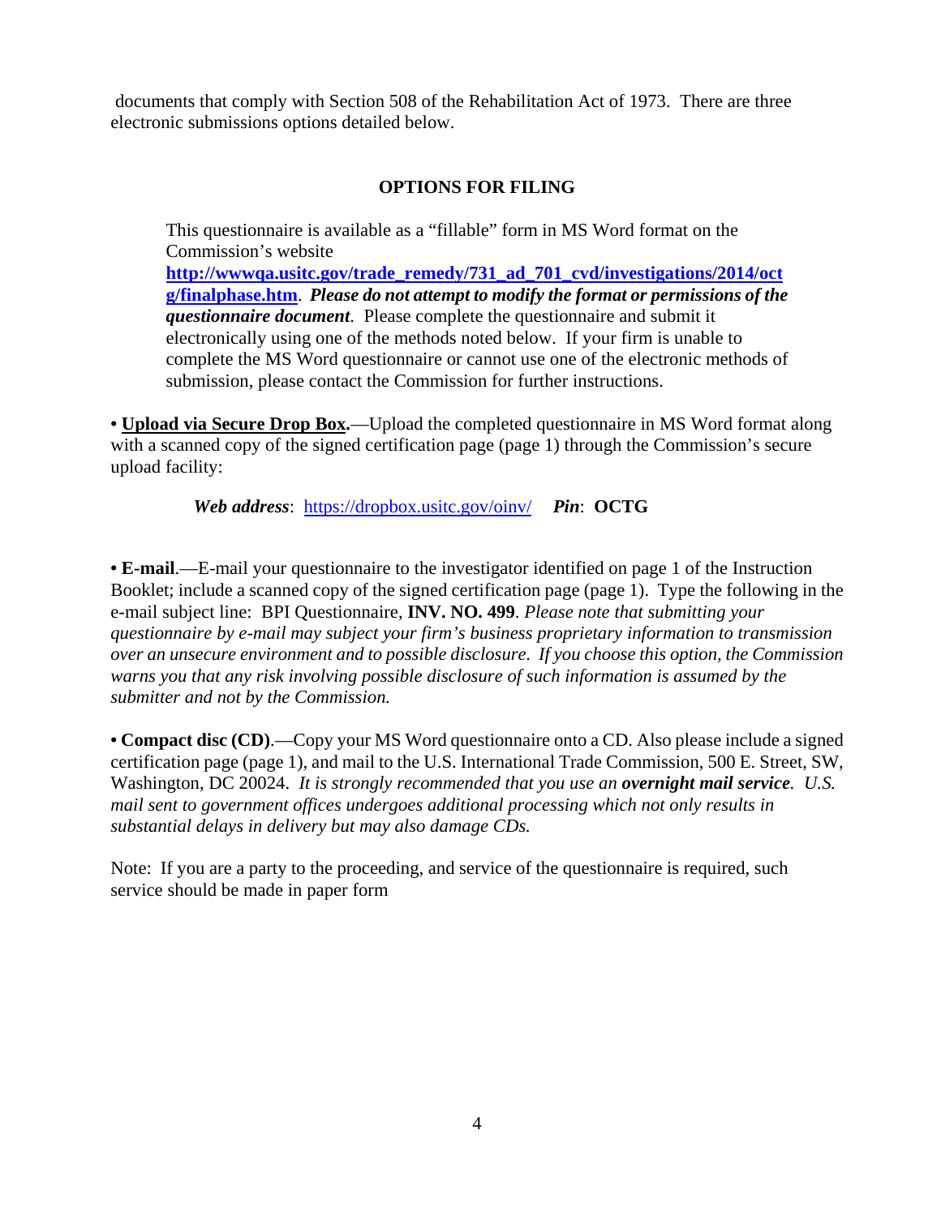documents that comply with Section 508 of the Rehabilitation Act of 1973. There are three electronic submissions options detailed below.

**OPTIONS FOR FILING**

> This questionnaire is available as a "fillable" form in MS Word format on the Commission's website **http://wwwqa.usitc.gov/trade_remedy/731_ad_701_cvd/investigations/2014/octg/finalphase.htm**. ***Please do not attempt to modify the format or permissions of the questionnaire document***. Please complete the questionnaire and submit it electronically using one of the methods noted below. If your firm is unable to complete the MS Word questionnaire or cannot use one of the electronic methods of submission, please contact the Commission for further instructions.

• **Upload via Secure Drop Box.**—Upload the completed questionnaire in MS Word format along with a scanned copy of the signed certification page (page 1) through the Commission's secure upload facility:

> ***Web address***: https://dropbox.usitc.gov/oinv/ ***Pin***: **OCTG**

• **E-mail**.—E-mail your questionnaire to the investigator identified on page 1 of the Instruction Booklet; include a scanned copy of the signed certification page (page 1). Type the following in the e-mail subject line: BPI Questionnaire, **INV. NO. 499**. *Please note that submitting your questionnaire by e-mail may subject your firm's business proprietary information to transmission over an unsecure environment and to possible disclosure. If you choose this option, the Commission warns you that any risk involving possible disclosure of such information is assumed by the submitter and not by the Commission.*

• **Compact disc (CD)**.—Copy your MS Word questionnaire onto a CD. Also please include a signed certification page (page 1), and mail to the U.S. International Trade Commission, 500 E. Street, SW, Washington, DC 20024. *It is strongly recommended that you use an **overnight mail service**. U.S. mail sent to government offices undergoes additional processing which not only results in substantial delays in delivery but may also damage CDs.*

Note: If you are a party to the proceeding, and service of the questionnaire is required, such service should be made in paper form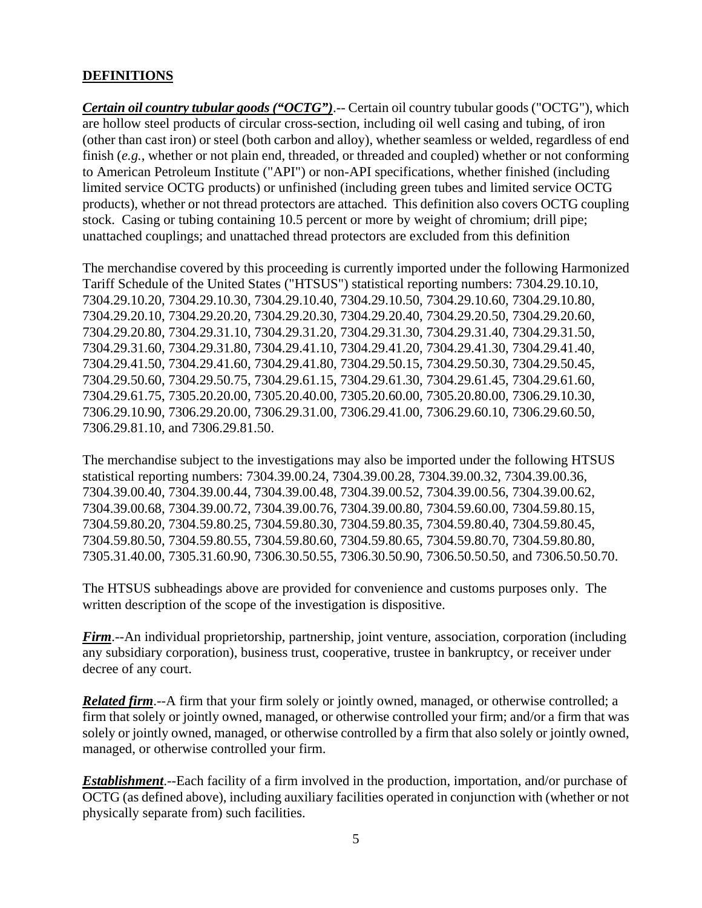## DEFINITIONS

***Certain oil country tubular goods ("OCTG")***.-- Certain oil country tubular goods ("OCTG"), which are hollow steel products of circular cross-section, including oil well casing and tubing, of iron (other than cast iron) or steel (both carbon and alloy), whether seamless or welded, regardless of end finish (*e.g.*, whether or not plain end, threaded, or threaded and coupled) whether or not conforming to American Petroleum Institute ("API") or non-API specifications, whether finished (including limited service OCTG products) or unfinished (including green tubes and limited service OCTG products), whether or not thread protectors are attached. This definition also covers OCTG coupling stock. Casing or tubing containing 10.5 percent or more by weight of chromium; drill pipe; unattached couplings; and unattached thread protectors are excluded from this definition

The merchandise covered by this proceeding is currently imported under the following Harmonized Tariff Schedule of the United States ("HTSUS") statistical reporting numbers: 7304.29.10.10, 7304.29.10.20, 7304.29.10.30, 7304.29.10.40, 7304.29.10.50, 7304.29.10.60, 7304.29.10.80, 7304.29.20.10, 7304.29.20.20, 7304.29.20.30, 7304.29.20.40, 7304.29.20.50, 7304.29.20.60, 7304.29.20.80, 7304.29.31.10, 7304.29.31.20, 7304.29.31.30, 7304.29.31.40, 7304.29.31.50, 7304.29.31.60, 7304.29.31.80, 7304.29.41.10, 7304.29.41.20, 7304.29.41.30, 7304.29.41.40, 7304.29.41.50, 7304.29.41.60, 7304.29.41.80, 7304.29.50.15, 7304.29.50.30, 7304.29.50.45, 7304.29.50.60, 7304.29.50.75, 7304.29.61.15, 7304.29.61.30, 7304.29.61.45, 7304.29.61.60, 7304.29.61.75, 7305.20.20.00, 7305.20.40.00, 7305.20.60.00, 7305.20.80.00, 7306.29.10.30, 7306.29.10.90, 7306.29.20.00, 7306.29.31.00, 7306.29.41.00, 7306.29.60.10, 7306.29.60.50, 7306.29.81.10, and 7306.29.81.50.

The merchandise subject to the investigations may also be imported under the following HTSUS statistical reporting numbers: 7304.39.00.24, 7304.39.00.28, 7304.39.00.32, 7304.39.00.36, 7304.39.00.40, 7304.39.00.44, 7304.39.00.48, 7304.39.00.52, 7304.39.00.56, 7304.39.00.62, 7304.39.00.68, 7304.39.00.72, 7304.39.00.76, 7304.39.00.80, 7304.59.60.00, 7304.59.80.15, 7304.59.80.20, 7304.59.80.25, 7304.59.80.30, 7304.59.80.35, 7304.59.80.40, 7304.59.80.45, 7304.59.80.50, 7304.59.80.55, 7304.59.80.60, 7304.59.80.65, 7304.59.80.70, 7304.59.80.80, 7305.31.40.00, 7305.31.60.90, 7306.30.50.55, 7306.30.50.90, 7306.50.50.50, and 7306.50.50.70.

The HTSUS subheadings above are provided for convenience and customs purposes only. The written description of the scope of the investigation is dispositive.

***Firm***.--An individual proprietorship, partnership, joint venture, association, corporation (including any subsidiary corporation), business trust, cooperative, trustee in bankruptcy, or receiver under decree of any court.

***Related firm***.--A firm that your firm solely or jointly owned, managed, or otherwise controlled; a firm that solely or jointly owned, managed, or otherwise controlled your firm; and/or a firm that was solely or jointly owned, managed, or otherwise controlled by a firm that also solely or jointly owned, managed, or otherwise controlled your firm.

***Establishment***.--Each facility of a firm involved in the production, importation, and/or purchase of OCTG (as defined above), including auxiliary facilities operated in conjunction with (whether or not physically separate from) such facilities.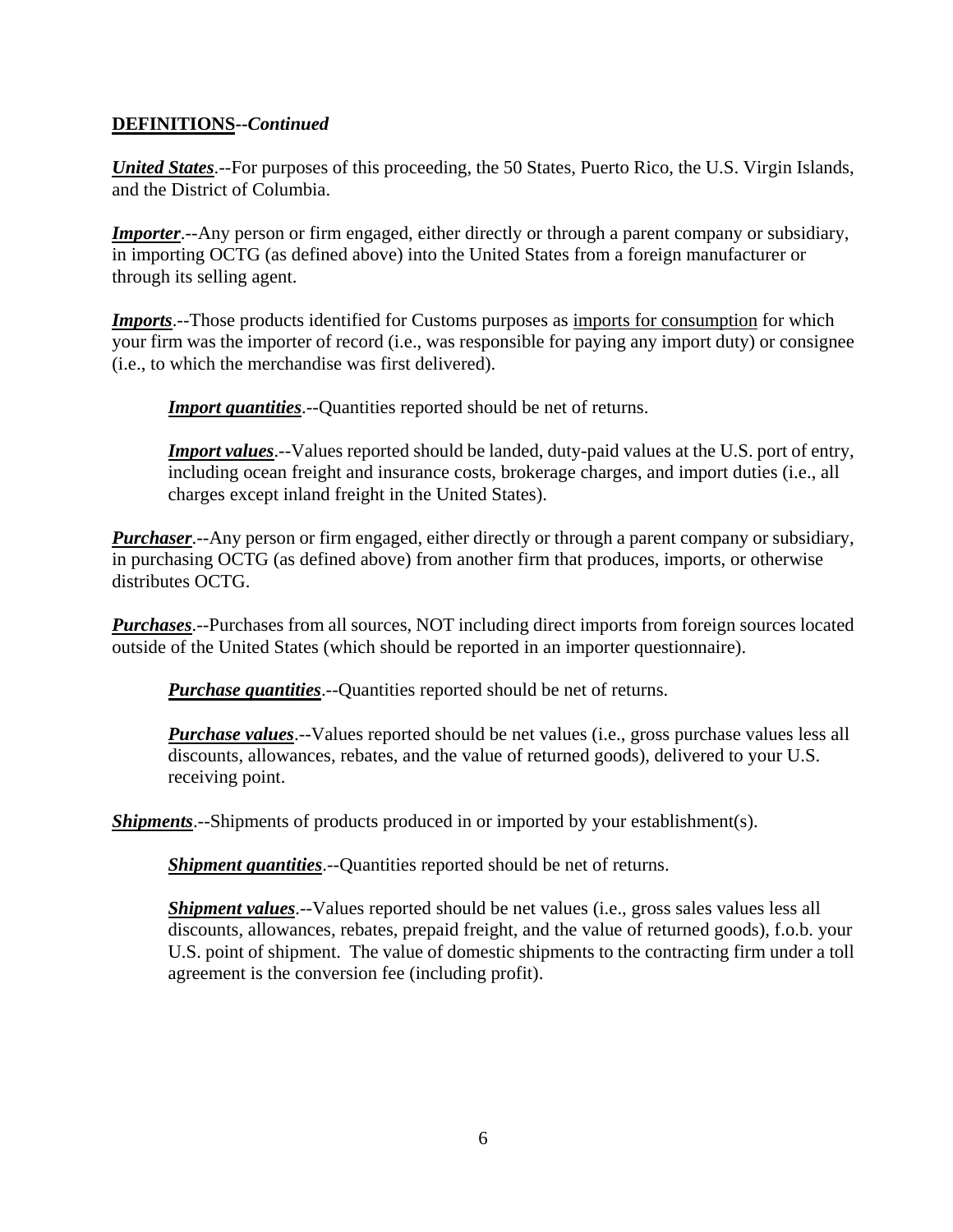**DEFINITIONS--*Continued***

***United States***.--For purposes of this proceeding, the 50 States, Puerto Rico, the U.S. Virgin Islands, and the District of Columbia.

***Importer***.--Any person or firm engaged, either directly or through a parent company or subsidiary, in importing OCTG (as defined above) into the United States from a foreign manufacturer or through its selling agent.

***Imports***.--Those products identified for Customs purposes as imports for consumption for which your firm was the importer of record (i.e., was responsible for paying any import duty) or consignee (i.e., to which the merchandise was first delivered).

> ***Import quantities***.--Quantities reported should be net of returns.
>
> ***Import values***.--Values reported should be landed, duty-paid values at the U.S. port of entry, including ocean freight and insurance costs, brokerage charges, and import duties (i.e., all charges except inland freight in the United States).

***Purchaser***.--Any person or firm engaged, either directly or through a parent company or subsidiary, in purchasing OCTG (as defined above) from another firm that produces, imports, or otherwise distributes OCTG.

***Purchases***.--Purchases from all sources, NOT including direct imports from foreign sources located outside of the United States (which should be reported in an importer questionnaire).

> ***Purchase quantities***.--Quantities reported should be net of returns.
>
> ***Purchase values***.--Values reported should be net values (i.e., gross purchase values less all discounts, allowances, rebates, and the value of returned goods), delivered to your U.S. receiving point.

***Shipments***.--Shipments of products produced in or imported by your establishment(s).

> ***Shipment quantities***.--Quantities reported should be net of returns.
>
> ***Shipment values***.--Values reported should be net values (i.e., gross sales values less all discounts, allowances, rebates, prepaid freight, and the value of returned goods), f.o.b. your U.S. point of shipment. The value of domestic shipments to the contracting firm under a toll agreement is the conversion fee (including profit).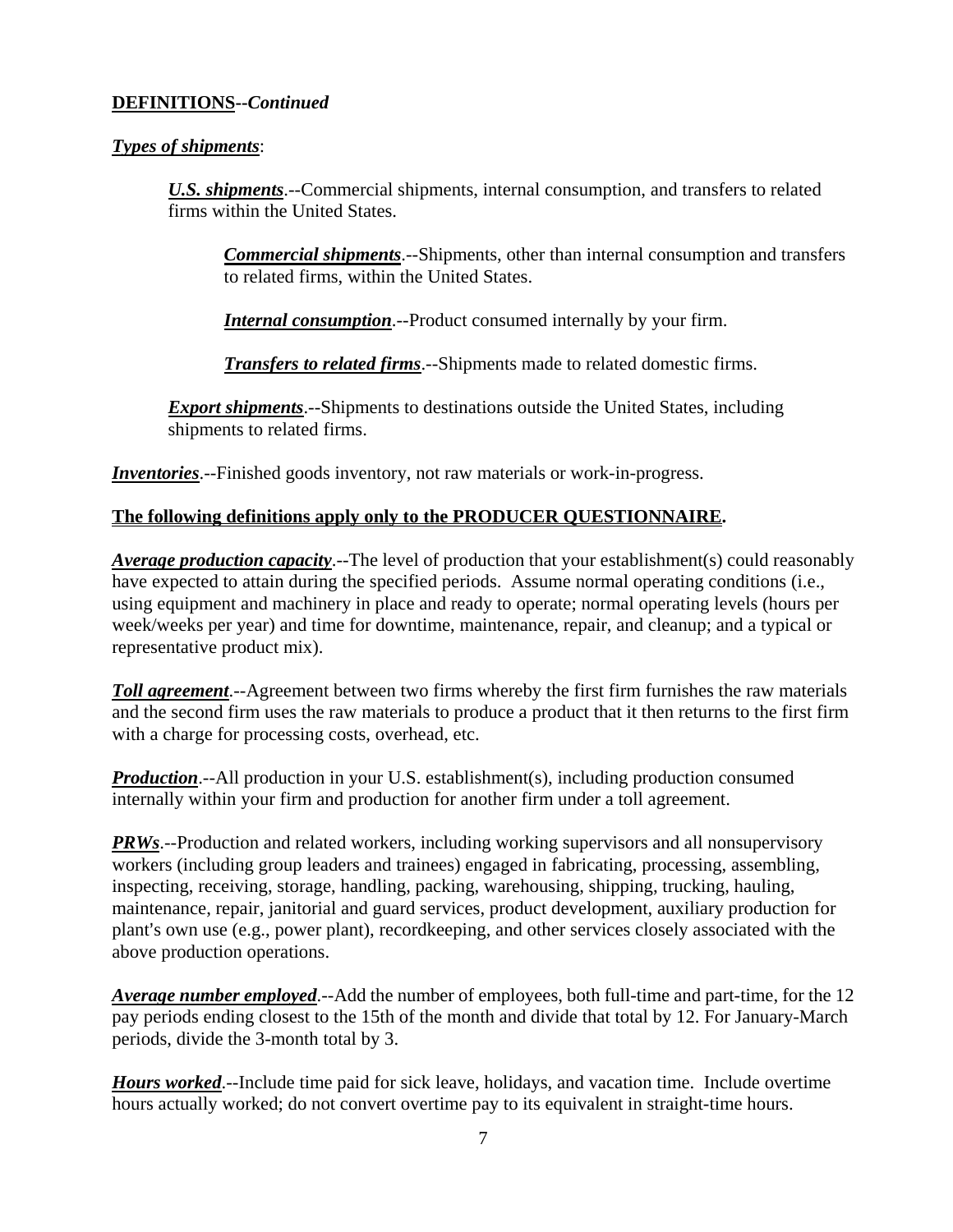**DEFINITIONS**--***Continued***

***Types of shipments***:

> ***U.S. shipments***.--Commercial shipments, internal consumption, and transfers to related firms within the United States.
>
> > ***Commercial shipments***.--Shipments, other than internal consumption and transfers to related firms, within the United States.
> >
> > ***Internal consumption***.--Product consumed internally by your firm.
> >
> > ***Transfers to related firms***.--Shipments made to related domestic firms.
>
> ***Export shipments***.--Shipments to destinations outside the United States, including shipments to related firms.

***Inventories***.--Finished goods inventory, not raw materials or work-in-progress.

**The following definitions apply only to the PRODUCER QUESTIONNAIRE.**

***Average production capacity***.--The level of production that your establishment(s) could reasonably have expected to attain during the specified periods. Assume normal operating conditions (i.e., using equipment and machinery in place and ready to operate; normal operating levels (hours per week/weeks per year) and time for downtime, maintenance, repair, and cleanup; and a typical or representative product mix).

***Toll agreement***.--Agreement between two firms whereby the first firm furnishes the raw materials and the second firm uses the raw materials to produce a product that it then returns to the first firm with a charge for processing costs, overhead, etc.

***Production***.--All production in your U.S. establishment(s), including production consumed internally within your firm and production for another firm under a toll agreement.

***PRWs***.--Production and related workers, including working supervisors and all nonsupervisory workers (including group leaders and trainees) engaged in fabricating, processing, assembling, inspecting, receiving, storage, handling, packing, warehousing, shipping, trucking, hauling, maintenance, repair, janitorial and guard services, product development, auxiliary production for plant's own use (e.g., power plant), recordkeeping, and other services closely associated with the above production operations.

***Average number employed***.--Add the number of employees, both full-time and part-time, for the 12 pay periods ending closest to the 15th of the month and divide that total by 12. For January-March periods, divide the 3-month total by 3.

***Hours worked***.--Include time paid for sick leave, holidays, and vacation time. Include overtime hours actually worked; do not convert overtime pay to its equivalent in straight-time hours.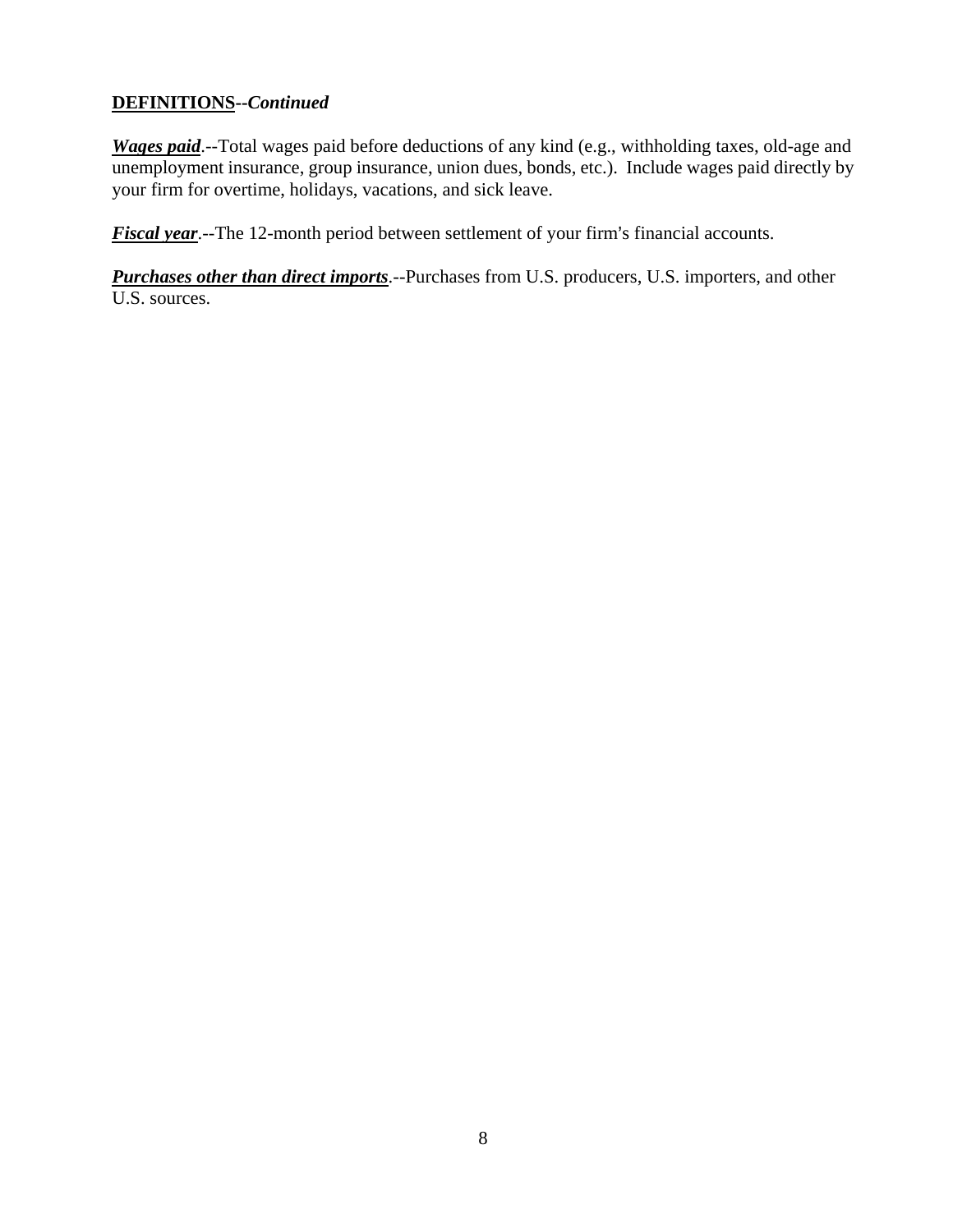**DEFINITIONS**--***Continued***

***Wages paid***.--Total wages paid before deductions of any kind (e.g., withholding taxes, old-age and unemployment insurance, group insurance, union dues, bonds, etc.). Include wages paid directly by your firm for overtime, holidays, vacations, and sick leave.

***Fiscal year***.--The 12-month period between settlement of your firm's financial accounts.

***Purchases other than direct imports***.--Purchases from U.S. producers, U.S. importers, and other U.S. sources.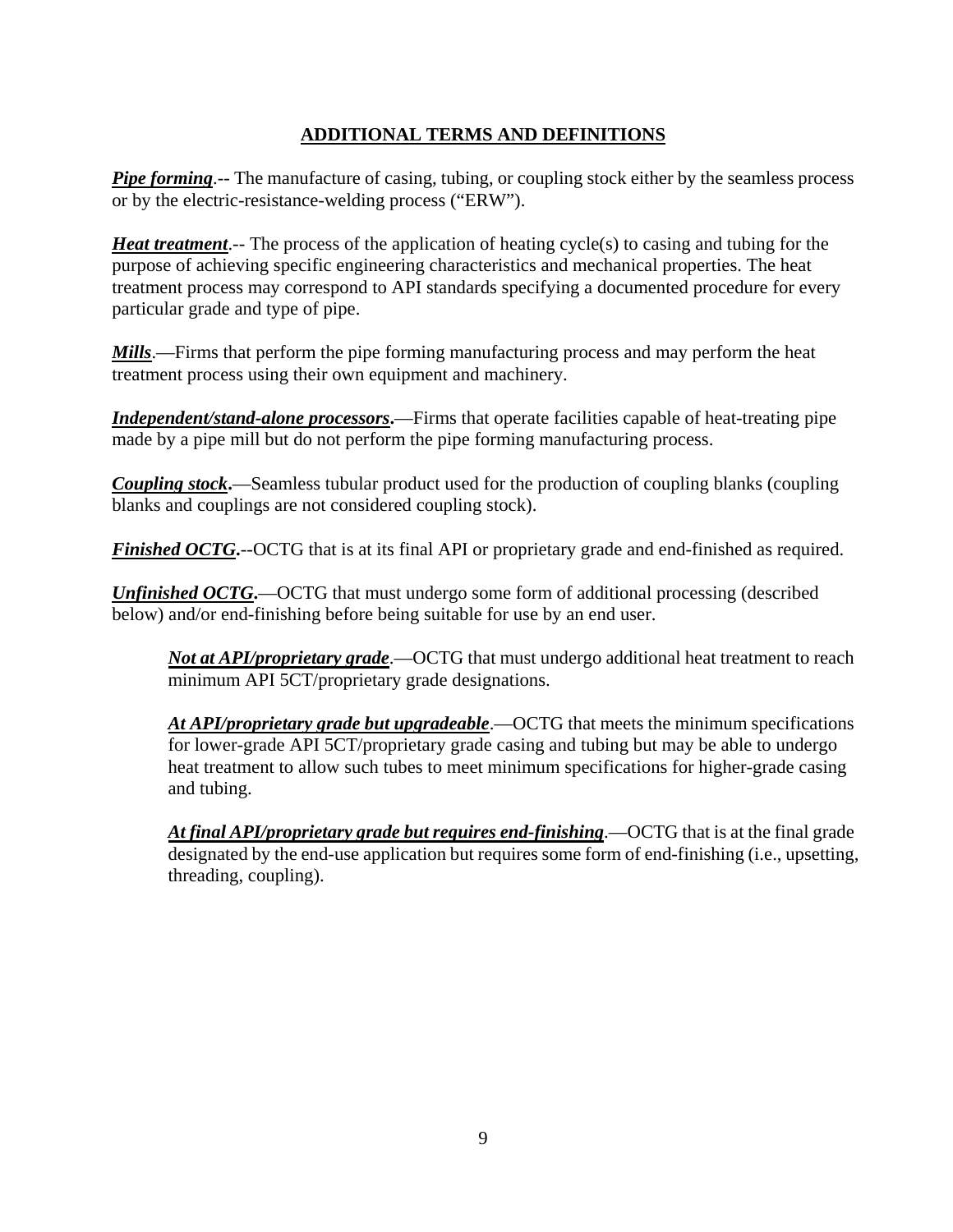## ADDITIONAL TERMS AND DEFINITIONS

***Pipe forming***.-- The manufacture of casing, tubing, or coupling stock either by the seamless process or by the electric-resistance-welding process ("ERW").

***Heat treatment***.-- The process of the application of heating cycle(s) to casing and tubing for the purpose of achieving specific engineering characteristics and mechanical properties. The heat treatment process may correspond to API standards specifying a documented procedure for every particular grade and type of pipe.

***Mills***.—Firms that perform the pipe forming manufacturing process and may perform the heat treatment process using their own equipment and machinery.

***Independent/stand-alone processors*.**—Firms that operate facilities capable of heat-treating pipe made by a pipe mill but do not perform the pipe forming manufacturing process.

***Coupling stock*.**—Seamless tubular product used for the production of coupling blanks (coupling blanks and couplings are not considered coupling stock).

***Finished OCTG*.**--OCTG that is at its final API or proprietary grade and end-finished as required.

***Unfinished OCTG*.**—OCTG that must undergo some form of additional processing (described below) and/or end-finishing before being suitable for use by an end user.

> ***Not at API/proprietary grade***.—OCTG that must undergo additional heat treatment to reach minimum API 5CT/proprietary grade designations.
>
> ***At API/proprietary grade but upgradeable***.—OCTG that meets the minimum specifications for lower-grade API 5CT/proprietary grade casing and tubing but may be able to undergo heat treatment to allow such tubes to meet minimum specifications for higher-grade casing and tubing.
>
> ***At final API/proprietary grade but requires end-finishing***.—OCTG that is at the final grade designated by the end-use application but requires some form of end-finishing (i.e., upsetting, threading, coupling).